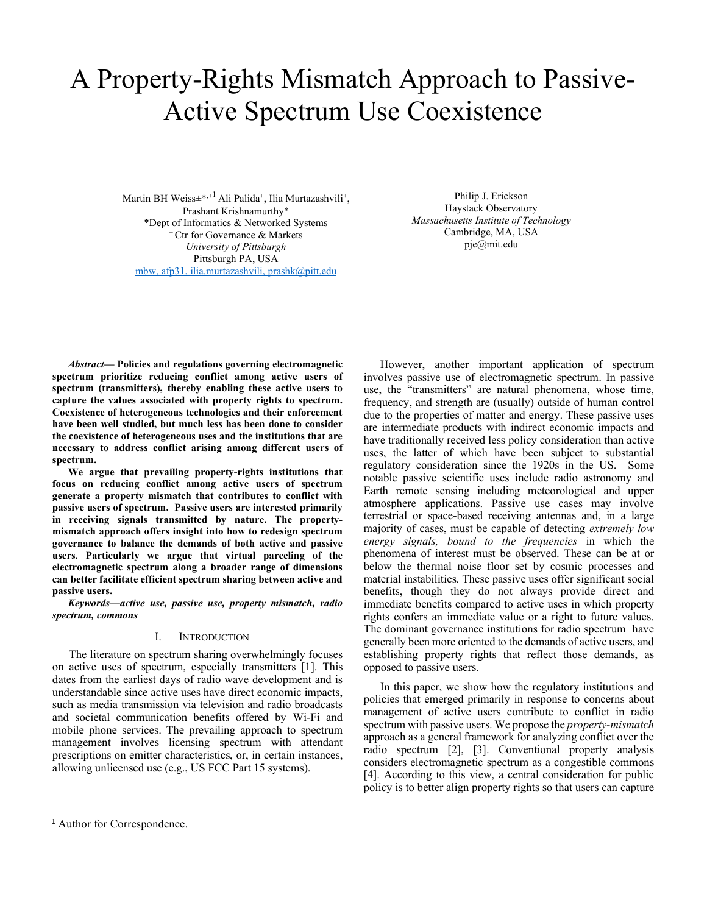# A Property-Rights Mismatch Approach to Passive-Active Spectrum Use Coexistence

Martin BH Weiss±\*,+[1] Ali Palida+, Ilia Murtazashvili+, Prashant Krishnamurthy\*
\*Dept of Informatics & Networked Systems
+ Ctr for Governance & Markets
*University of Pittsburgh*
Pittsburgh PA, USA
mbw, afp31, ilia.murtazashvili, prashk@pitt.edu

Philip J. Erickson
Haystack Observatory
*Massachusetts Institute of Technology*
Cambridge, MA, USA
pje@mit.edu

***Abstract*— Policies and regulations governing electromagnetic spectrum prioritize reducing conflict among active users of spectrum (transmitters), thereby enabling these active users to capture the values associated with property rights to spectrum. Coexistence of heterogeneous technologies and their enforcement have been well studied, but much less has been done to consider the coexistence of heterogeneous uses and the institutions that are necessary to address conflict arising among different users of spectrum.**

**We argue that prevailing property-rights institutions that focus on reducing conflict among active users of spectrum generate a property mismatch that contributes to conflict with passive users of spectrum. Passive users are interested primarily in receiving signals transmitted by nature. The property-mismatch approach offers insight into how to redesign spectrum governance to balance the demands of both active and passive users. Particularly we argue that virtual parceling of the electromagnetic spectrum along a broader range of dimensions can better facilitate efficient spectrum sharing between active and passive users.**

***Keywords—active use, passive use, property mismatch, radio spectrum, commons***

## I. Introduction

The literature on spectrum sharing overwhelmingly focuses on active uses of spectrum, especially transmitters [1]. This dates from the earliest days of radio wave development and is understandable since active uses have direct economic impacts, such as media transmission via television and radio broadcasts and societal communication benefits offered by Wi-Fi and mobile phone services. The prevailing approach to spectrum management involves licensing spectrum with attendant prescriptions on emitter characteristics, or, in certain instances, allowing unlicensed use (e.g., US FCC Part 15 systems).

However, another important application of spectrum involves passive use of electromagnetic spectrum. In passive use, the "transmitters" are natural phenomena, whose time, frequency, and strength are (usually) outside of human control due to the properties of matter and energy. These passive uses are intermediate products with indirect economic impacts and have traditionally received less policy consideration than active uses, the latter of which have been subject to substantial regulatory consideration since the 1920s in the US. Some notable passive scientific uses include radio astronomy and Earth remote sensing including meteorological and upper atmosphere applications. Passive use cases may involve terrestrial or space-based receiving antennas and, in a large majority of cases, must be capable of detecting *extremely low energy signals, bound to the frequencies* in which the phenomena of interest must be observed. These can be at or below the thermal noise floor set by cosmic processes and material instabilities. These passive uses offer significant social benefits, though they do not always provide direct and immediate benefits compared to active uses in which property rights confers an immediate value or a right to future values. The dominant governance institutions for radio spectrum have generally been more oriented to the demands of active users, and establishing property rights that reflect those demands, as opposed to passive users.

In this paper, we show how the regulatory institutions and policies that emerged primarily in response to concerns about management of active users contribute to conflict in radio spectrum with passive users. We propose the *property-mismatch* approach as a general framework for analyzing conflict over the radio spectrum [2], [3]. Conventional property analysis considers electromagnetic spectrum as a congestible commons [4]. According to this view, a central consideration for public policy is to better align property rights so that users can capture

[1] Author for Correspondence.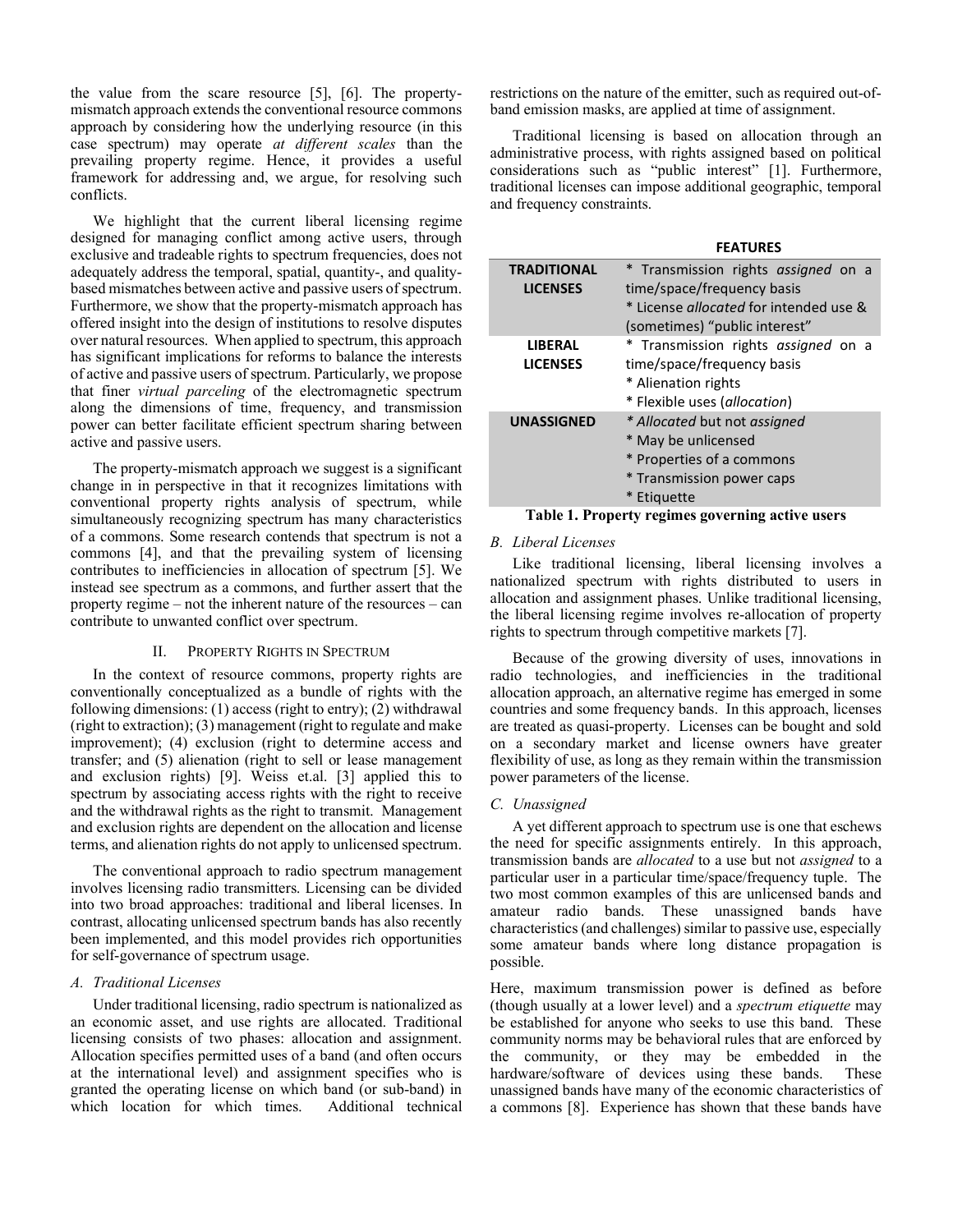the value from the scare resource [5], [6]. The property-mismatch approach extends the conventional resource commons approach by considering how the underlying resource (in this case spectrum) may operate *at different scales* than the prevailing property regime. Hence, it provides a useful framework for addressing and, we argue, for resolving such conflicts.

We highlight that the current liberal licensing regime designed for managing conflict among active users, through exclusive and tradeable rights to spectrum frequencies, does not adequately address the temporal, spatial, quantity-, and quality-based mismatches between active and passive users of spectrum. Furthermore, we show that the property-mismatch approach has offered insight into the design of institutions to resolve disputes over natural resources. When applied to spectrum, this approach has significant implications for reforms to balance the interests of active and passive users of spectrum. Particularly, we propose that finer *virtual parceling* of the electromagnetic spectrum along the dimensions of time, frequency, and transmission power can better facilitate efficient spectrum sharing between active and passive users.

The property-mismatch approach we suggest is a significant change in in perspective in that it recognizes limitations with conventional property rights analysis of spectrum, while simultaneously recognizing spectrum has many characteristics of a commons. Some research contends that spectrum is not a commons [4], and that the prevailing system of licensing contributes to inefficiencies in allocation of spectrum [5]. We instead see spectrum as a commons, and further assert that the property regime – not the inherent nature of the resources – can contribute to unwanted conflict over spectrum.

## II. Property Rights in Spectrum

In the context of resource commons, property rights are conventionally conceptualized as a bundle of rights with the following dimensions: (1) access (right to entry); (2) withdrawal (right to extraction); (3) management (right to regulate and make improvement); (4) exclusion (right to determine access and transfer; and (5) alienation (right to sell or lease management and exclusion rights) [9]. Weiss et.al. [3] applied this to spectrum by associating access rights with the right to receive and the withdrawal rights as the right to transmit. Management and exclusion rights are dependent on the allocation and license terms, and alienation rights do not apply to unlicensed spectrum.

The conventional approach to radio spectrum management involves licensing radio transmitters. Licensing can be divided into two broad approaches: traditional and liberal licenses. In contrast, allocating unlicensed spectrum bands has also recently been implemented, and this model provides rich opportunities for self-governance of spectrum usage.

### A. Traditional Licenses

Under traditional licensing, radio spectrum is nationalized as an economic asset, and use rights are allocated. Traditional licensing consists of two phases: allocation and assignment. Allocation specifies permitted uses of a band (and often occurs at the international level) and assignment specifies who is granted the operating license on which band (or sub-band) in which location for which times. Additional technical restrictions on the nature of the emitter, such as required out-of-band emission masks, are applied at time of assignment.

Traditional licensing is based on allocation through an administrative process, with rights assigned based on political considerations such as "public interest" [1]. Furthermore, traditional licenses can impose additional geographic, temporal and frequency constraints.

| | **FEATURES** |
|---|---|
| **TRADITIONAL LICENSES** | * Transmission rights *assigned* on a time/space/frequency basis<br>* License *allocated* for intended use & (sometimes) "public interest" |
| **LIBERAL LICENSES** | * Transmission rights *assigned* on a time/space/frequency basis<br>* Alienation rights<br>* Flexible uses (*allocation*) |
| **UNASSIGNED** | * *Allocated* but not *assigned*<br>* May be unlicensed<br>* Properties of a commons<br>* Transmission power caps<br>* Etiquette |

**Table 1. Property regimes governing active users**

### B. Liberal Licenses

Like traditional licensing, liberal licensing involves a nationalized spectrum with rights distributed to users in allocation and assignment phases. Unlike traditional licensing, the liberal licensing regime involves re-allocation of property rights to spectrum through competitive markets [7].

Because of the growing diversity of uses, innovations in radio technologies, and inefficiencies in the traditional allocation approach, an alternative regime has emerged in some countries and some frequency bands. In this approach, licenses are treated as quasi-property. Licenses can be bought and sold on a secondary market and license owners have greater flexibility of use, as long as they remain within the transmission power parameters of the license.

### C. Unassigned

A yet different approach to spectrum use is one that eschews the need for specific assignments entirely. In this approach, transmission bands are *allocated* to a use but not *assigned* to a particular user in a particular time/space/frequency tuple. The two most common examples of this are unlicensed bands and amateur radio bands. These unassigned bands have characteristics (and challenges) similar to passive use, especially some amateur bands where long distance propagation is possible.

Here, maximum transmission power is defined as before (though usually at a lower level) and a *spectrum etiquette* may be established for anyone who seeks to use this band. These community norms may be behavioral rules that are enforced by the community, or they may be embedded in the hardware/software of devices using these bands. These unassigned bands have many of the economic characteristics of a commons [8]. Experience has shown that these bands have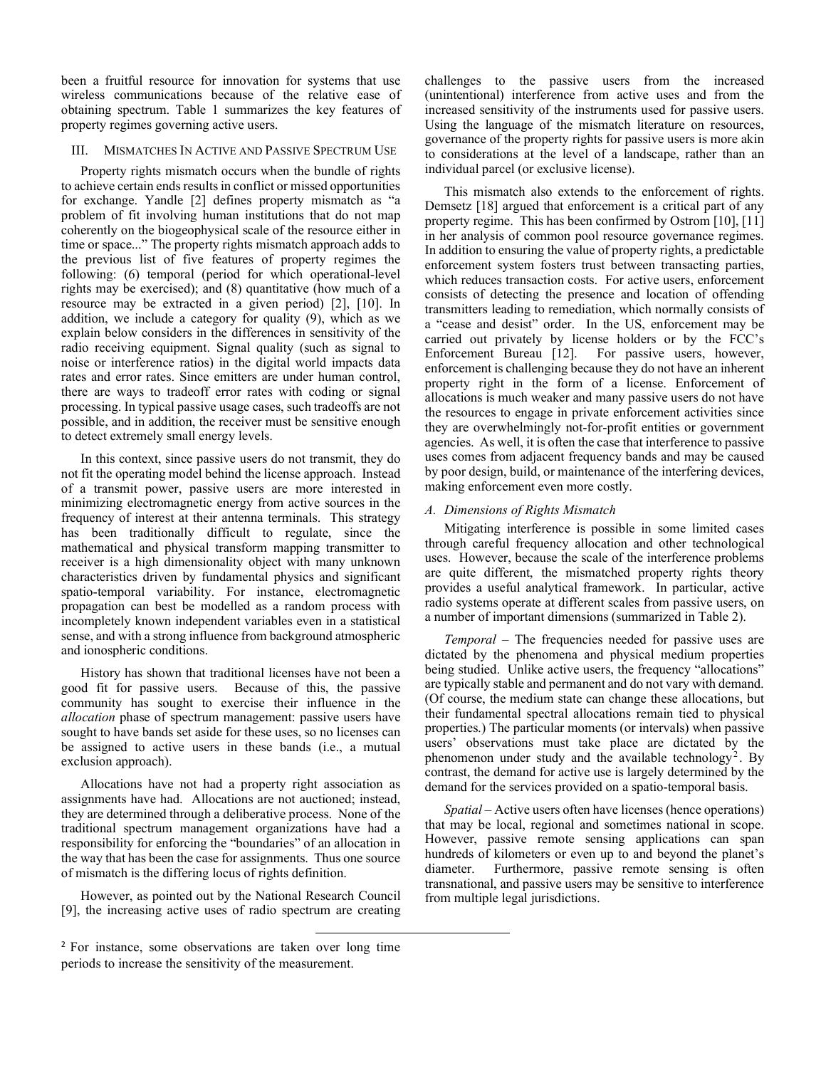been a fruitful resource for innovation for systems that use wireless communications because of the relative ease of obtaining spectrum. Table 1 summarizes the key features of property regimes governing active users.

## III. Mismatches In Active and Passive Spectrum Use

Property rights mismatch occurs when the bundle of rights to achieve certain ends results in conflict or missed opportunities for exchange. Yandle [2] defines property mismatch as "a problem of fit involving human institutions that do not map coherently on the biogeophysical scale of the resource either in time or space..." The property rights mismatch approach adds to the previous list of five features of property regimes the following: (6) temporal (period for which operational-level rights may be exercised); and (8) quantitative (how much of a resource may be extracted in a given period) [2], [10]. In addition, we include a category for quality (9), which as we explain below considers in the differences in sensitivity of the radio receiving equipment. Signal quality (such as signal to noise or interference ratios) in the digital world impacts data rates and error rates. Since emitters are under human control, there are ways to tradeoff error rates with coding or signal processing. In typical passive usage cases, such tradeoffs are not possible, and in addition, the receiver must be sensitive enough to detect extremely small energy levels.

In this context, since passive users do not transmit, they do not fit the operating model behind the license approach. Instead of a transmit power, passive users are more interested in minimizing electromagnetic energy from active sources in the frequency of interest at their antenna terminals. This strategy has been traditionally difficult to regulate, since the mathematical and physical transform mapping transmitter to receiver is a high dimensionality object with many unknown characteristics driven by fundamental physics and significant spatio-temporal variability. For instance, electromagnetic propagation can best be modelled as a random process with incompletely known independent variables even in a statistical sense, and with a strong influence from background atmospheric and ionospheric conditions.

History has shown that traditional licenses have not been a good fit for passive users. Because of this, the passive community has sought to exercise their influence in the *allocation* phase of spectrum management: passive users have sought to have bands set aside for these uses, so no licenses can be assigned to active users in these bands (i.e., a mutual exclusion approach).

Allocations have not had a property right association as assignments have had. Allocations are not auctioned; instead, they are determined through a deliberative process. None of the traditional spectrum management organizations have had a responsibility for enforcing the "boundaries" of an allocation in the way that has been the case for assignments. Thus one source of mismatch is the differing locus of rights definition.

However, as pointed out by the National Research Council [9], the increasing active uses of radio spectrum are creating challenges to the passive users from the increased (unintentional) interference from active uses and from the increased sensitivity of the instruments used for passive users. Using the language of the mismatch literature on resources, governance of the property rights for passive users is more akin to considerations at the level of a landscape, rather than an individual parcel (or exclusive license).

This mismatch also extends to the enforcement of rights. Demsetz [18] argued that enforcement is a critical part of any property regime. This has been confirmed by Ostrom [10], [11] in her analysis of common pool resource governance regimes. In addition to ensuring the value of property rights, a predictable enforcement system fosters trust between transacting parties, which reduces transaction costs. For active users, enforcement consists of detecting the presence and location of offending transmitters leading to remediation, which normally consists of a "cease and desist" order. In the US, enforcement may be carried out privately by license holders or by the FCC's Enforcement Bureau [12]. For passive users, however, enforcement is challenging because they do not have an inherent property right in the form of a license. Enforcement of allocations is much weaker and many passive users do not have the resources to engage in private enforcement activities since they are overwhelmingly not-for-profit entities or government agencies. As well, it is often the case that interference to passive uses comes from adjacent frequency bands and may be caused by poor design, build, or maintenance of the interfering devices, making enforcement even more costly.

### A. Dimensions of Rights Mismatch

Mitigating interference is possible in some limited cases through careful frequency allocation and other technological uses. However, because the scale of the interference problems are quite different, the mismatched property rights theory provides a useful analytical framework. In particular, active radio systems operate at different scales from passive users, on a number of important dimensions (summarized in Table 2).

*Temporal* – The frequencies needed for passive uses are dictated by the phenomena and physical medium properties being studied. Unlike active users, the frequency "allocations" are typically stable and permanent and do not vary with demand. (Of course, the medium state can change these allocations, but their fundamental spectral allocations remain tied to physical properties.) The particular moments (or intervals) when passive users' observations must take place are dictated by the phenomenon under study and the available technology[2]. By contrast, the demand for active use is largely determined by the demand for the services provided on a spatio-temporal basis.

*Spatial* – Active users often have licenses (hence operations) that may be local, regional and sometimes national in scope. However, passive remote sensing applications can span hundreds of kilometers or even up to and beyond the planet's diameter. Furthermore, passive remote sensing is often transnational, and passive users may be sensitive to interference from multiple legal jurisdictions.

[2] For instance, some observations are taken over long time periods to increase the sensitivity of the measurement.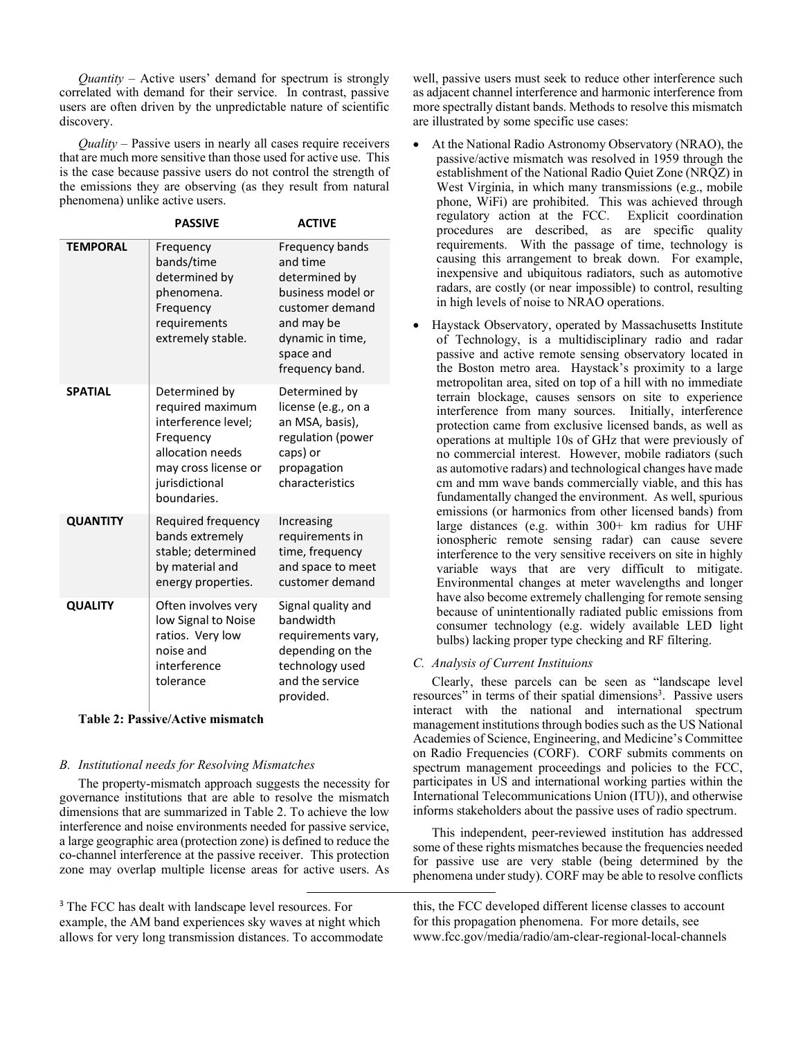*Quantity* – Active users' demand for spectrum is strongly correlated with demand for their service. In contrast, passive users are often driven by the unpredictable nature of scientific discovery.

*Quality* – Passive users in nearly all cases require receivers that are much more sensitive than those used for active use. This is the case because passive users do not control the strength of the emissions they are observing (as they result from natural phenomena) unlike active users.

| | PASSIVE | ACTIVE |
|---|---|---|
| **TEMPORAL** | Frequency bands/time determined by phenomena. Frequency requirements extremely stable. | Frequency bands and time determined by business model or customer demand and may be dynamic in time, space and frequency band. |
| **SPATIAL** | Determined by required maximum interference level; Frequency allocation needs may cross license or jurisdictional boundaries. | Determined by license (e.g., on a an MSA, basis), regulation (power caps) or propagation characteristics |
| **QUANTITY** | Required frequency bands extremely stable; determined by material and energy properties. | Increasing requirements in time, frequency and space to meet customer demand |
| **QUALITY** | Often involves very low Signal to Noise ratios. Very low noise and interference tolerance | Signal quality and bandwidth requirements vary, depending on the technology used and the service provided. |

**Table 2: Passive/Active mismatch**

### *B. Institutional needs for Resolving Mismatches*

The property-mismatch approach suggests the necessity for governance institutions that are able to resolve the mismatch dimensions that are summarized in Table 2. To achieve the low interference and noise environments needed for passive service, a large geographic area (protection zone) is defined to reduce the co-channel interference at the passive receiver. This protection zone may overlap multiple license areas for active users. As well, passive users must seek to reduce other interference such as adjacent channel interference and harmonic interference from more spectrally distant bands. Methods to resolve this mismatch are illustrated by some specific use cases:

- At the National Radio Astronomy Observatory (NRAO), the passive/active mismatch was resolved in 1959 through the establishment of the National Radio Quiet Zone (NRQZ) in West Virginia, in which many transmissions (e.g., mobile phone, WiFi) are prohibited. This was achieved through regulatory action at the FCC. Explicit coordination procedures are described, as are specific quality requirements. With the passage of time, technology is causing this arrangement to break down. For example, inexpensive and ubiquitous radiators, such as automotive radars, are costly (or near impossible) to control, resulting in high levels of noise to NRAO operations.
- Haystack Observatory, operated by Massachusetts Institute of Technology, is a multidisciplinary radio and radar passive and active remote sensing observatory located in the Boston metro area. Haystack's proximity to a large metropolitan area, sited on top of a hill with no immediate terrain blockage, causes sensors on site to experience interference from many sources. Initially, interference protection came from exclusive licensed bands, as well as operations at multiple 10s of GHz that were previously of no commercial interest. However, mobile radiators (such as automotive radars) and technological changes have made cm and mm wave bands commercially viable, and this has fundamentally changed the environment. As well, spurious emissions (or harmonics from other licensed bands) from large distances (e.g. within 300+ km radius for UHF ionospheric remote sensing radar) can cause severe interference to the very sensitive receivers on site in highly variable ways that are very difficult to mitigate. Environmental changes at meter wavelengths and longer have also become extremely challenging for remote sensing because of unintentionally radiated public emissions from consumer technology (e.g. widely available LED light bulbs) lacking proper type checking and RF filtering.

### *C. Analysis of Current Instituions*

Clearly, these parcels can be seen as "landscape level resources" in terms of their spatial dimensions[3]. Passive users interact with the national and international spectrum management institutions through bodies such as the US National Academies of Science, Engineering, and Medicine's Committee on Radio Frequencies (CORF). CORF submits comments on spectrum management proceedings and policies to the FCC, participates in US and international working parties within the International Telecommunications Union (ITU)), and otherwise informs stakeholders about the passive uses of radio spectrum.

This independent, peer-reviewed institution has addressed some of these rights mismatches because the frequencies needed for passive use are very stable (being determined by the phenomena under study). CORF may be able to resolve conflicts

[3] The FCC has dealt with landscape level resources. For example, the AM band experiences sky waves at night which allows for very long transmission distances. To accommodate this, the FCC developed different license classes to account for this propagation phenomena. For more details, see www.fcc.gov/media/radio/am-clear-regional-local-channels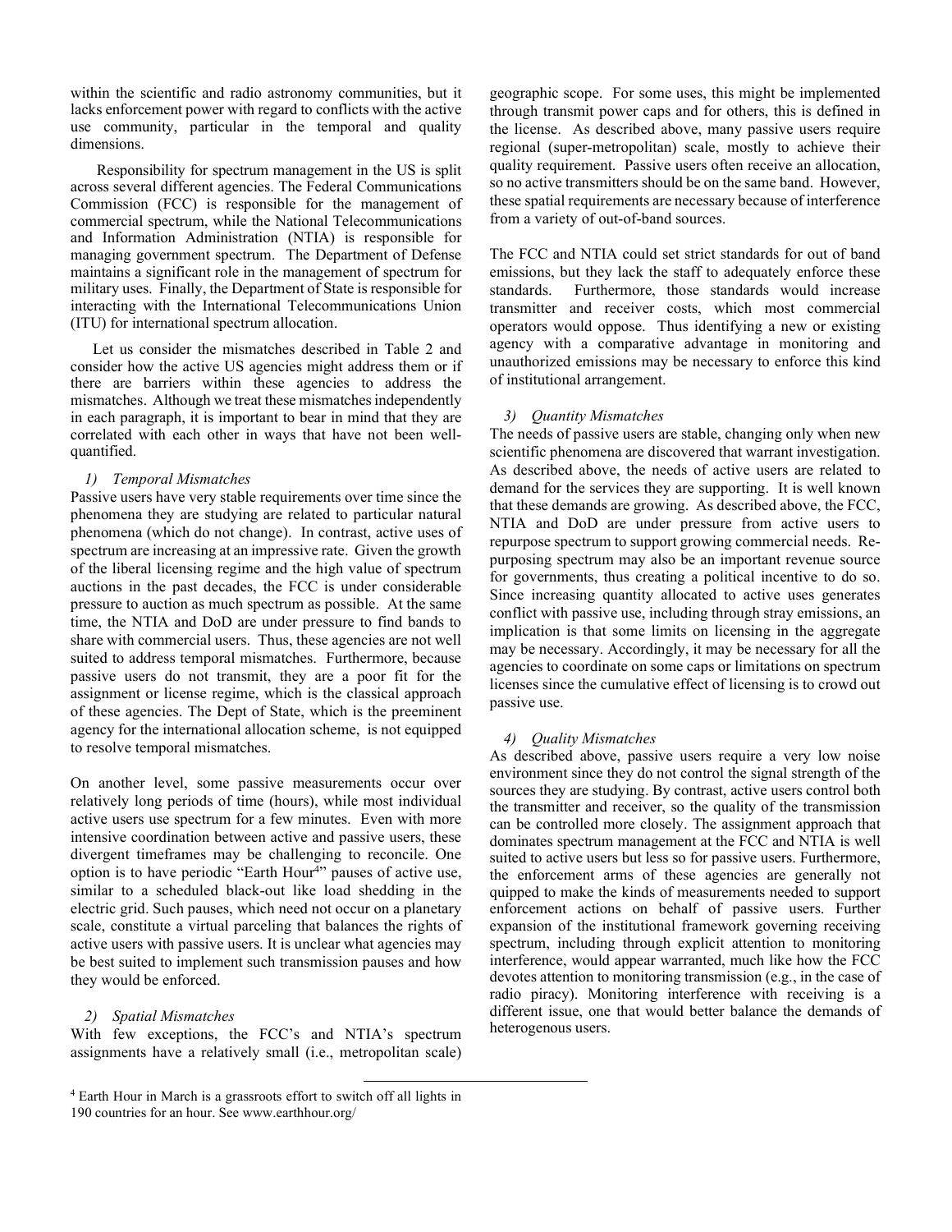within the scientific and radio astronomy communities, but it lacks enforcement power with regard to conflicts with the active use community, particular in the temporal and quality dimensions.

Responsibility for spectrum management in the US is split across several different agencies. The Federal Communications Commission (FCC) is responsible for the management of commercial spectrum, while the National Telecommunications and Information Administration (NTIA) is responsible for managing government spectrum. The Department of Defense maintains a significant role in the management of spectrum for military uses. Finally, the Department of State is responsible for interacting with the International Telecommunications Union (ITU) for international spectrum allocation.

Let us consider the mismatches described in Table 2 and consider how the active US agencies might address them or if there are barriers within these agencies to address the mismatches. Although we treat these mismatches independently in each paragraph, it is important to bear in mind that they are correlated with each other in ways that have not been well-quantified.

### 1) Temporal Mismatches

Passive users have very stable requirements over time since the phenomena they are studying are related to particular natural phenomena (which do not change). In contrast, active uses of spectrum are increasing at an impressive rate. Given the growth of the liberal licensing regime and the high value of spectrum auctions in the past decades, the FCC is under considerable pressure to auction as much spectrum as possible. At the same time, the NTIA and DoD are under pressure to find bands to share with commercial users. Thus, these agencies are not well suited to address temporal mismatches. Furthermore, because passive users do not transmit, they are a poor fit for the assignment or license regime, which is the classical approach of these agencies. The Dept of State, which is the preeminent agency for the international allocation scheme, is not equipped to resolve temporal mismatches.

On another level, some passive measurements occur over relatively long periods of time (hours), while most individual active users use spectrum for a few minutes. Even with more intensive coordination between active and passive users, these divergent timeframes may be challenging to reconcile. One option is to have periodic "Earth Hour[4]" pauses of active use, similar to a scheduled black-out like load shedding in the electric grid. Such pauses, which need not occur on a planetary scale, constitute a virtual parceling that balances the rights of active users with passive users. It is unclear what agencies may be best suited to implement such transmission pauses and how they would be enforced.

### 2) Spatial Mismatches

With few exceptions, the FCC's and NTIA's spectrum assignments have a relatively small (i.e., metropolitan scale) geographic scope. For some uses, this might be implemented through transmit power caps and for others, this is defined in the license. As described above, many passive users require regional (super-metropolitan) scale, mostly to achieve their quality requirement. Passive users often receive an allocation, so no active transmitters should be on the same band. However, these spatial requirements are necessary because of interference from a variety of out-of-band sources.

The FCC and NTIA could set strict standards for out of band emissions, but they lack the staff to adequately enforce these standards. Furthermore, those standards would increase transmitter and receiver costs, which most commercial operators would oppose. Thus identifying a new or existing agency with a comparative advantage in monitoring and unauthorized emissions may be necessary to enforce this kind of institutional arrangement.

### 3) Quantity Mismatches

The needs of passive users are stable, changing only when new scientific phenomena are discovered that warrant investigation. As described above, the needs of active users are related to demand for the services they are supporting. It is well known that these demands are growing. As described above, the FCC, NTIA and DoD are under pressure from active users to repurpose spectrum to support growing commercial needs. Re-purposing spectrum may also be an important revenue source for governments, thus creating a political incentive to do so. Since increasing quantity allocated to active uses generates conflict with passive use, including through stray emissions, an implication is that some limits on licensing in the aggregate may be necessary. Accordingly, it may be necessary for all the agencies to coordinate on some caps or limitations on spectrum licenses since the cumulative effect of licensing is to crowd out passive use.

### 4) Quality Mismatches

As described above, passive users require a very low noise environment since they do not control the signal strength of the sources they are studying. By contrast, active users control both the transmitter and receiver, so the quality of the transmission can be controlled more closely. The assignment approach that dominates spectrum management at the FCC and NTIA is well suited to active users but less so for passive users. Furthermore, the enforcement arms of these agencies are generally not quipped to make the kinds of measurements needed to support enforcement actions on behalf of passive users. Further expansion of the institutional framework governing receiving spectrum, including through explicit attention to monitoring interference, would appear warranted, much like how the FCC devotes attention to monitoring transmission (e.g., in the case of radio piracy). Monitoring interference with receiving is a different issue, one that would better balance the demands of heterogenous users.

[4] Earth Hour in March is a grassroots effort to switch off all lights in 190 countries for an hour. See www.earthhour.org/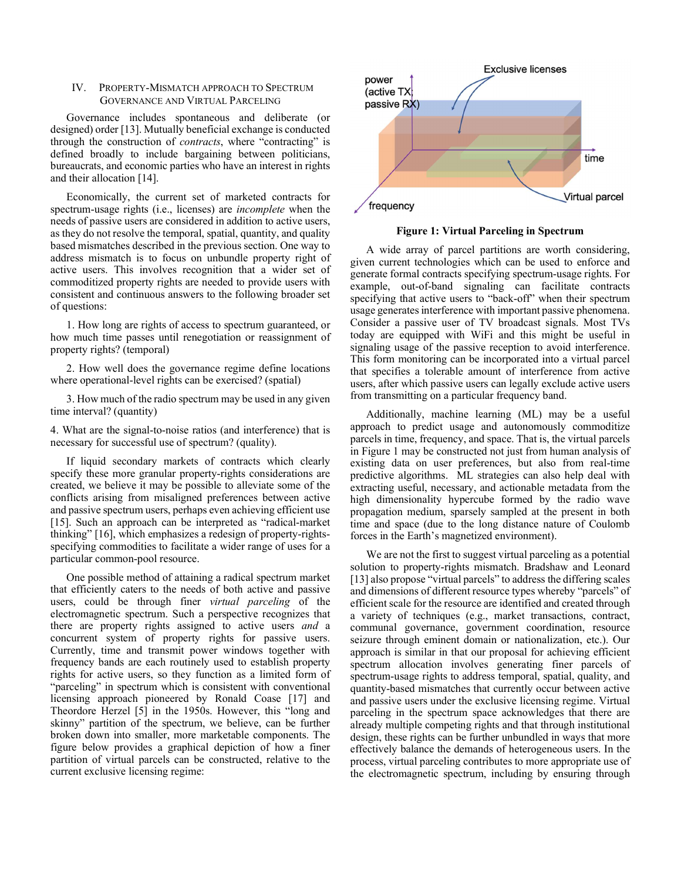## IV. Property-Mismatch Approach to Spectrum Governance and Virtual Parceling

Governance includes spontaneous and deliberate (or designed) order [13]. Mutually beneficial exchange is conducted through the construction of *contracts*, where "contracting" is defined broadly to include bargaining between politicians, bureaucrats, and economic parties who have an interest in rights and their allocation [14].

Economically, the current set of marketed contracts for spectrum-usage rights (i.e., licenses) are *incomplete* when the needs of passive users are considered in addition to active users, as they do not resolve the temporal, spatial, quantity, and quality based mismatches described in the previous section. One way to address mismatch is to focus on unbundle property right of active users. This involves recognition that a wider set of commoditized property rights are needed to provide users with consistent and continuous answers to the following broader set of questions:

1. How long are rights of access to spectrum guaranteed, or how much time passes until renegotiation or reassignment of property rights? (temporal)

2. How well does the governance regime define locations where operational-level rights can be exercised? (spatial)

3. How much of the radio spectrum may be used in any given time interval? (quantity)

4. What are the signal-to-noise ratios (and interference) that is necessary for successful use of spectrum? (quality).

If liquid secondary markets of contracts which clearly specify these more granular property-rights considerations are created, we believe it may be possible to alleviate some of the conflicts arising from misaligned preferences between active and passive spectrum users, perhaps even achieving efficient use [15]. Such an approach can be interpreted as "radical-market thinking" [16], which emphasizes a redesign of property-rights-specifying commodities to facilitate a wider range of uses for a particular common-pool resource.

One possible method of attaining a radical spectrum market that efficiently caters to the needs of both active and passive users, could be through finer *virtual parceling* of the electromagnetic spectrum. Such a perspective recognizes that there are property rights assigned to active users *and* a concurrent system of property rights for passive users. Currently, time and transmit power windows together with frequency bands are each routinely used to establish property rights for active users, so they function as a limited form of "parceling" in spectrum which is consistent with conventional licensing approach pioneered by Ronald Coase [17] and Theordore Herzel [5] in the 1950s. However, this "long and skinny" partition of the spectrum, we believe, can be further broken down into smaller, more marketable components. The figure below provides a graphical depiction of how a finer partition of virtual parcels can be constructed, relative to the current exclusive licensing regime:

**Figure 1: Virtual Parceling in Spectrum**

A wide array of parcel partitions are worth considering, given current technologies which can be used to enforce and generate formal contracts specifying spectrum-usage rights. For example, out-of-band signaling can facilitate contracts specifying that active users to "back-off" when their spectrum usage generates interference with important passive phenomena. Consider a passive user of TV broadcast signals. Most TVs today are equipped with WiFi and this might be useful in signaling usage of the passive reception to avoid interference. This form monitoring can be incorporated into a virtual parcel that specifies a tolerable amount of interference from active users, after which passive users can legally exclude active users from transmitting on a particular frequency band.

Additionally, machine learning (ML) may be a useful approach to predict usage and autonomously commoditize parcels in time, frequency, and space. That is, the virtual parcels in Figure 1 may be constructed not just from human analysis of existing data on user preferences, but also from real-time predictive algorithms. ML strategies can also help deal with extracting useful, necessary, and actionable metadata from the high dimensionality hypercube formed by the radio wave propagation medium, sparsely sampled at the present in both time and space (due to the long distance nature of Coulomb forces in the Earth's magnetized environment).

We are not the first to suggest virtual parceling as a potential solution to property-rights mismatch. Bradshaw and Leonard [13] also propose "virtual parcels" to address the differing scales and dimensions of different resource types whereby "parcels" of efficient scale for the resource are identified and created through a variety of techniques (e.g., market transactions, contract, communal governance, government coordination, resource seizure through eminent domain or nationalization, etc.). Our approach is similar in that our proposal for achieving efficient spectrum allocation involves generating finer parcels of spectrum-usage rights to address temporal, spatial, quality, and quantity-based mismatches that currently occur between active and passive users under the exclusive licensing regime. Virtual parceling in the spectrum space acknowledges that there are already multiple competing rights and that through institutional design, these rights can be further unbundled in ways that more effectively balance the demands of heterogeneous users. In the process, virtual parceling contributes to more appropriate use of the electromagnetic spectrum, including by ensuring through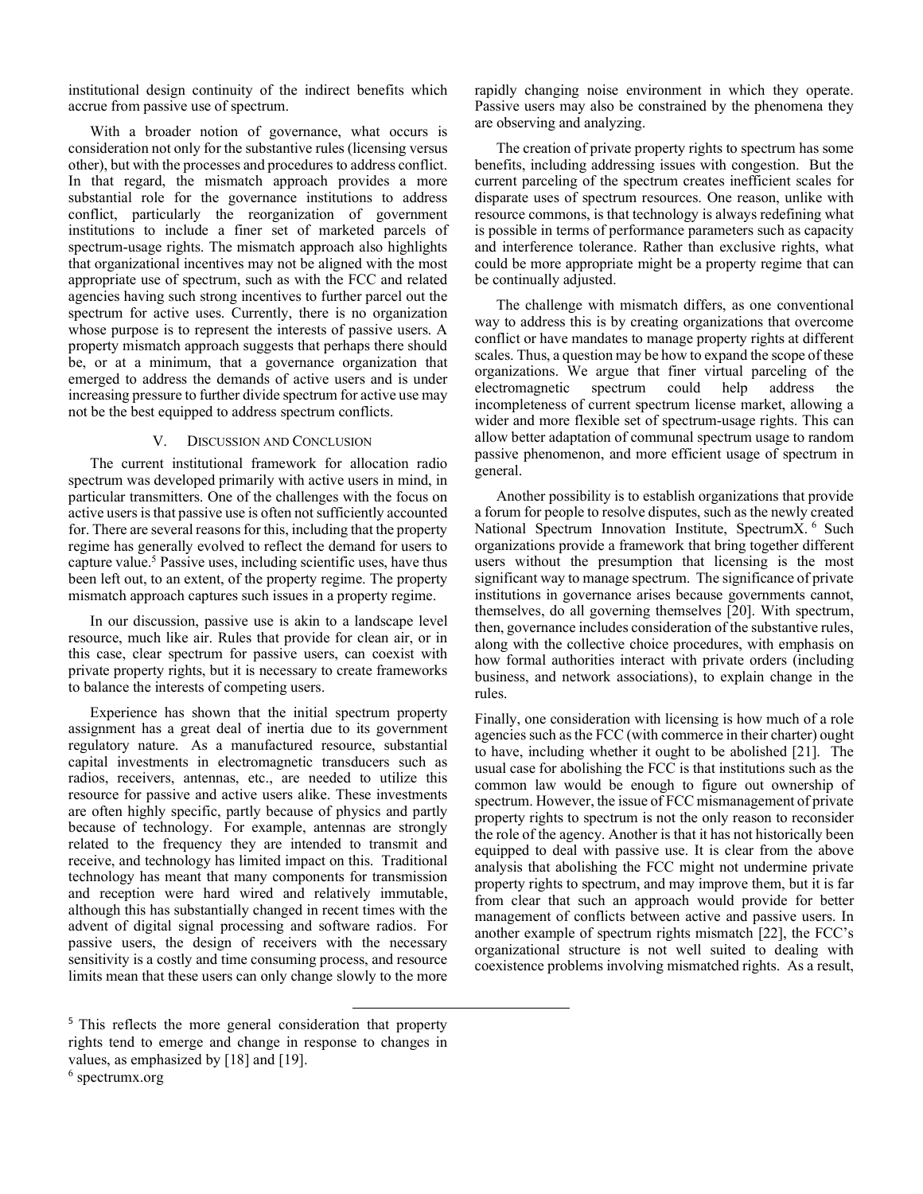institutional design continuity of the indirect benefits which accrue from passive use of spectrum.

With a broader notion of governance, what occurs is consideration not only for the substantive rules (licensing versus other), but with the processes and procedures to address conflict. In that regard, the mismatch approach provides a more substantial role for the governance institutions to address conflict, particularly the reorganization of government institutions to include a finer set of marketed parcels of spectrum-usage rights. The mismatch approach also highlights that organizational incentives may not be aligned with the most appropriate use of spectrum, such as with the FCC and related agencies having such strong incentives to further parcel out the spectrum for active uses. Currently, there is no organization whose purpose is to represent the interests of passive users. A property mismatch approach suggests that perhaps there should be, or at a minimum, that a governance organization that emerged to address the demands of active users and is under increasing pressure to further divide spectrum for active use may not be the best equipped to address spectrum conflicts.

## V. Discussion and Conclusion

The current institutional framework for allocation radio spectrum was developed primarily with active users in mind, in particular transmitters. One of the challenges with the focus on active users is that passive use is often not sufficiently accounted for. There are several reasons for this, including that the property regime has generally evolved to reflect the demand for users to capture value.[5] Passive uses, including scientific uses, have thus been left out, to an extent, of the property regime. The property mismatch approach captures such issues in a property regime.

In our discussion, passive use is akin to a landscape level resource, much like air. Rules that provide for clean air, or in this case, clear spectrum for passive users, can coexist with private property rights, but it is necessary to create frameworks to balance the interests of competing users.

Experience has shown that the initial spectrum property assignment has a great deal of inertia due to its government regulatory nature. As a manufactured resource, substantial capital investments in electromagnetic transducers such as radios, receivers, antennas, etc., are needed to utilize this resource for passive and active users alike. These investments are often highly specific, partly because of physics and partly because of technology. For example, antennas are strongly related to the frequency they are intended to transmit and receive, and technology has limited impact on this. Traditional technology has meant that many components for transmission and reception were hard wired and relatively immutable, although this has substantially changed in recent times with the advent of digital signal processing and software radios. For passive users, the design of receivers with the necessary sensitivity is a costly and time consuming process, and resource limits mean that these users can only change slowly to the more rapidly changing noise environment in which they operate. Passive users may also be constrained by the phenomena they are observing and analyzing.

The creation of private property rights to spectrum has some benefits, including addressing issues with congestion. But the current parceling of the spectrum creates inefficient scales for disparate uses of spectrum resources. One reason, unlike with resource commons, is that technology is always redefining what is possible in terms of performance parameters such as capacity and interference tolerance. Rather than exclusive rights, what could be more appropriate might be a property regime that can be continually adjusted.

The challenge with mismatch differs, as one conventional way to address this is by creating organizations that overcome conflict or have mandates to manage property rights at different scales. Thus, a question may be how to expand the scope of these organizations. We argue that finer virtual parceling of the electromagnetic spectrum could help address the incompleteness of current spectrum license market, allowing a wider and more flexible set of spectrum-usage rights. This can allow better adaptation of communal spectrum usage to random passive phenomenon, and more efficient usage of spectrum in general.

Another possibility is to establish organizations that provide a forum for people to resolve disputes, such as the newly created National Spectrum Innovation Institute, SpectrumX.[6] Such organizations provide a framework that bring together different users without the presumption that licensing is the most significant way to manage spectrum. The significance of private institutions in governance arises because governments cannot, themselves, do all governing themselves [20]. With spectrum, then, governance includes consideration of the substantive rules, along with the collective choice procedures, with emphasis on how formal authorities interact with private orders (including business, and network associations), to explain change in the rules.

Finally, one consideration with licensing is how much of a role agencies such as the FCC (with commerce in their charter) ought to have, including whether it ought to be abolished [21]. The usual case for abolishing the FCC is that institutions such as the common law would be enough to figure out ownership of spectrum. However, the issue of FCC mismanagement of private property rights to spectrum is not the only reason to reconsider the role of the agency. Another is that it has not historically been equipped to deal with passive use. It is clear from the above analysis that abolishing the FCC might not undermine private property rights to spectrum, and may improve them, but it is far from clear that such an approach would provide for better management of conflicts between active and passive users. In another example of spectrum rights mismatch [22], the FCC's organizational structure is not well suited to dealing with coexistence problems involving mismatched rights. As a result,

---

[5] This reflects the more general consideration that property rights tend to emerge and change in response to changes in values, as emphasized by [18] and [19].

[6] spectrumx.org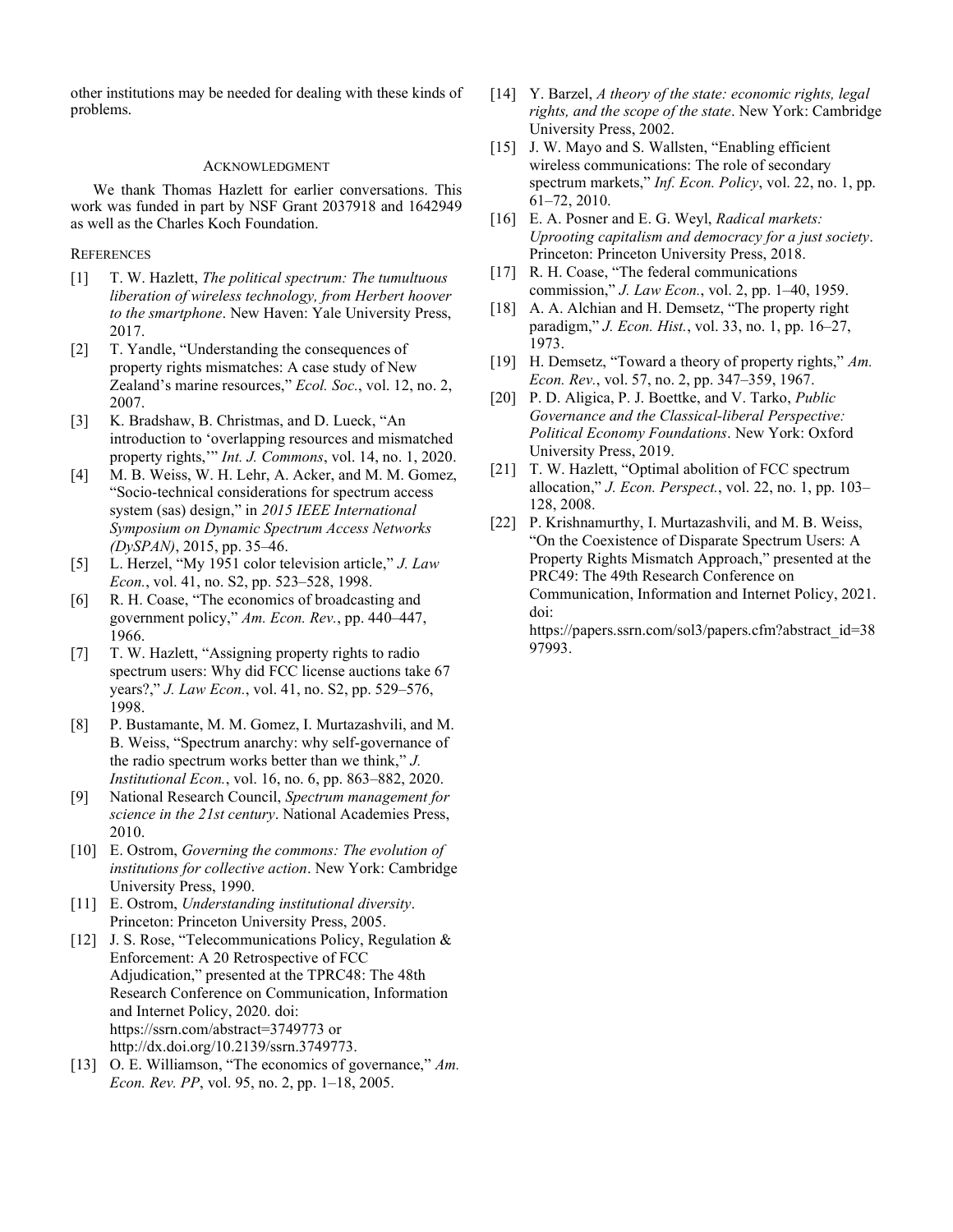other institutions may be needed for dealing with these kinds of problems.

## Acknowledgment

We thank Thomas Hazlett for earlier conversations. This work was funded in part by NSF Grant 2037918 and 1642949 as well as the Charles Koch Foundation.

## References

[1] T. W. Hazlett, *The political spectrum: The tumultuous liberation of wireless technology, from Herbert hoover to the smartphone*. New Haven: Yale University Press, 2017.

[2] T. Yandle, "Understanding the consequences of property rights mismatches: A case study of New Zealand's marine resources," *Ecol. Soc.*, vol. 12, no. 2, 2007.

[3] K. Bradshaw, B. Christmas, and D. Lueck, "An introduction to 'overlapping resources and mismatched property rights,'" *Int. J. Commons*, vol. 14, no. 1, 2020.

[4] M. B. Weiss, W. H. Lehr, A. Acker, and M. M. Gomez, "Socio-technical considerations for spectrum access system (sas) design," in *2015 IEEE International Symposium on Dynamic Spectrum Access Networks (DySPAN)*, 2015, pp. 35–46.

[5] L. Herzel, "My 1951 color television article," *J. Law Econ.*, vol. 41, no. S2, pp. 523–528, 1998.

[6] R. H. Coase, "The economics of broadcasting and government policy," *Am. Econ. Rev.*, pp. 440–447, 1966.

[7] T. W. Hazlett, "Assigning property rights to radio spectrum users: Why did FCC license auctions take 67 years?," *J. Law Econ.*, vol. 41, no. S2, pp. 529–576, 1998.

[8] P. Bustamante, M. M. Gomez, I. Murtazashvili, and M. B. Weiss, "Spectrum anarchy: why self-governance of the radio spectrum works better than we think," *J. Institutional Econ.*, vol. 16, no. 6, pp. 863–882, 2020.

[9] National Research Council, *Spectrum management for science in the 21st century*. National Academies Press, 2010.

[10] E. Ostrom, *Governing the commons: The evolution of institutions for collective action*. New York: Cambridge University Press, 1990.

[11] E. Ostrom, *Understanding institutional diversity*. Princeton: Princeton University Press, 2005.

[12] J. S. Rose, "Telecommunications Policy, Regulation & Enforcement: A 20 Retrospective of FCC Adjudication," presented at the TPRC48: The 48th Research Conference on Communication, Information and Internet Policy, 2020. doi: https://ssrn.com/abstract=3749773 or http://dx.doi.org/10.2139/ssrn.3749773.

[13] O. E. Williamson, "The economics of governance," *Am. Econ. Rev. PP*, vol. 95, no. 2, pp. 1–18, 2005.

[14] Y. Barzel, *A theory of the state: economic rights, legal rights, and the scope of the state*. New York: Cambridge University Press, 2002.

[15] J. W. Mayo and S. Wallsten, "Enabling efficient wireless communications: The role of secondary spectrum markets," *Inf. Econ. Policy*, vol. 22, no. 1, pp. 61–72, 2010.

[16] E. A. Posner and E. G. Weyl, *Radical markets: Uprooting capitalism and democracy for a just society*. Princeton: Princeton University Press, 2018.

[17] R. H. Coase, "The federal communications commission," *J. Law Econ.*, vol. 2, pp. 1–40, 1959.

[18] A. A. Alchian and H. Demsetz, "The property right paradigm," *J. Econ. Hist.*, vol. 33, no. 1, pp. 16–27, 1973.

[19] H. Demsetz, "Toward a theory of property rights," *Am. Econ. Rev.*, vol. 57, no. 2, pp. 347–359, 1967.

[20] P. D. Aligica, P. J. Boettke, and V. Tarko, *Public Governance and the Classical-liberal Perspective: Political Economy Foundations*. New York: Oxford University Press, 2019.

[21] T. W. Hazlett, "Optimal abolition of FCC spectrum allocation," *J. Econ. Perspect.*, vol. 22, no. 1, pp. 103–128, 2008.

[22] P. Krishnamurthy, I. Murtazashvili, and M. B. Weiss, "On the Coexistence of Disparate Spectrum Users: A Property Rights Mismatch Approach," presented at the PRC49: The 49th Research Conference on Communication, Information and Internet Policy, 2021. doi: https://papers.ssrn.com/sol3/papers.cfm?abstract_id=3897993.